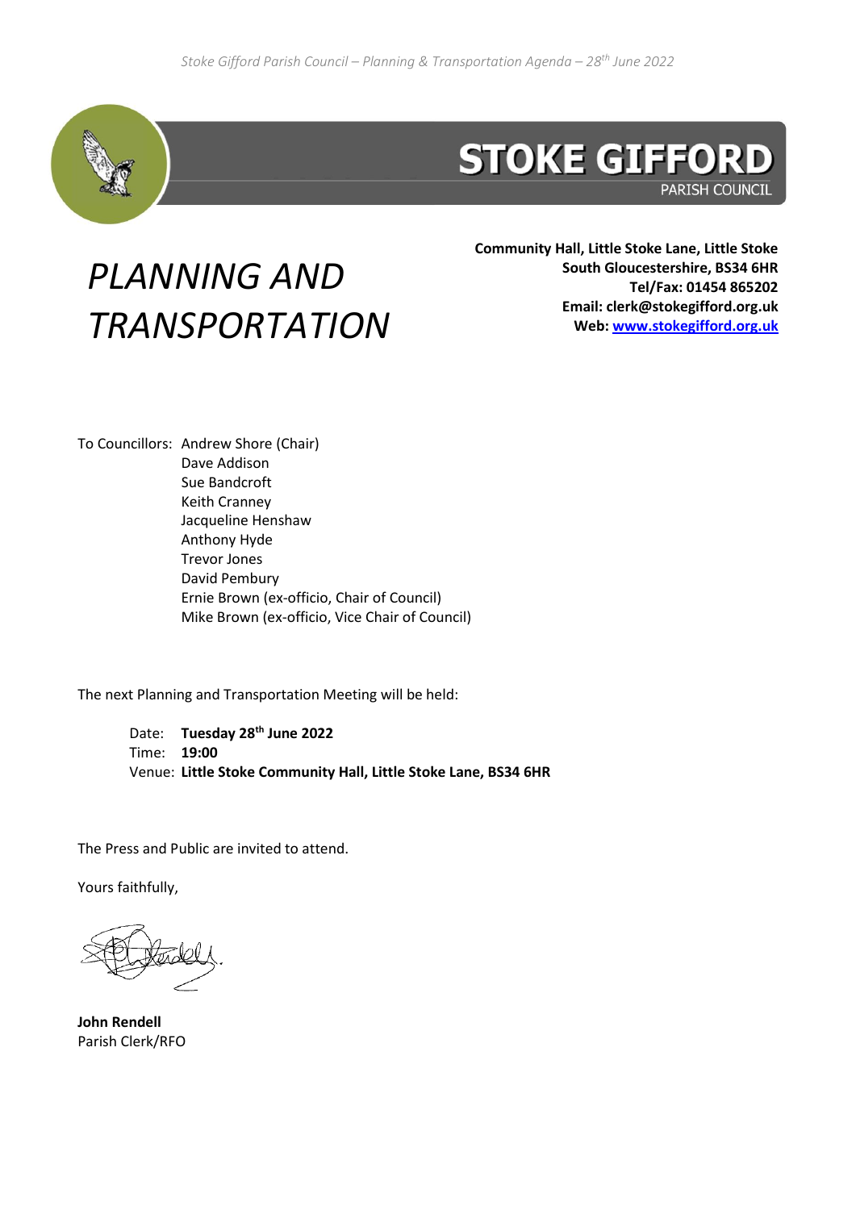**STOKE GIFFORD**
PARISH COUNCIL

# *PLANNING AND TRANSPORTATION*

**Community Hall, Little Stoke Lane, Little Stoke**
**South Gloucestershire, BS34 6HR**
**Tel/Fax: 01454 865202**
**Email: clerk@stokegifford.org.uk**
**Web: [www.stokegifford.org.uk](www.stokegifford.org.uk)**

To Councillors: Andrew Shore (Chair)
Dave Addison
Sue Bandcroft
Keith Cranney
Jacqueline Henshaw
Anthony Hyde
Trevor Jones
David Pembury
Ernie Brown (ex-officio, Chair of Council)
Mike Brown (ex-officio, Vice Chair of Council)

The next Planning and Transportation Meeting will be held:

Date: **Tuesday 28th June 2022**
Time: **19:00**
Venue: **Little Stoke Community Hall, Little Stoke Lane, BS34 6HR**

The Press and Public are invited to attend.

Yours faithfully,

**John Rendell**
Parish Clerk/RFO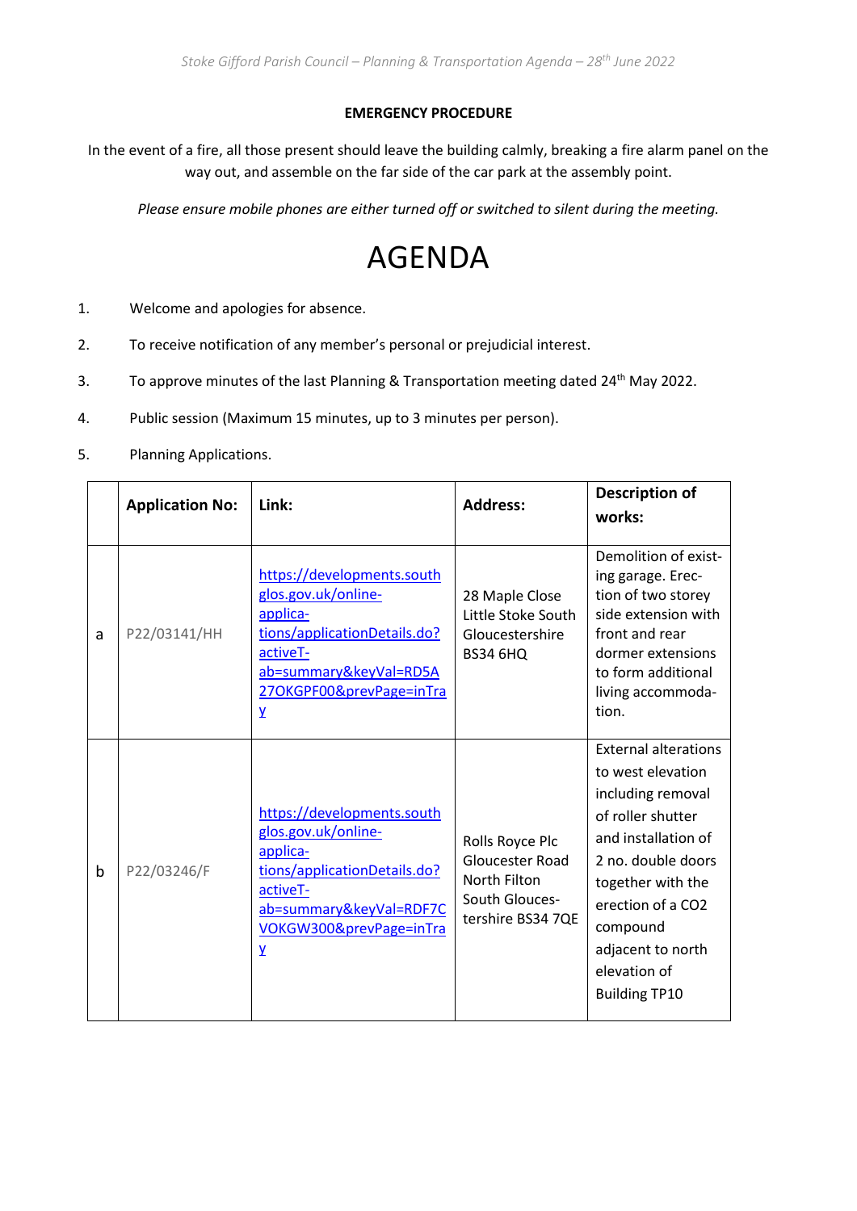**EMERGENCY PROCEDURE**

In the event of a fire, all those present should leave the building calmly, breaking a fire alarm panel on the way out, and assemble on the far side of the car park at the assembly point.

*Please ensure mobile phones are either turned off or switched to silent during the meeting.*

# AGENDA

1. Welcome and apologies for absence.

2. To receive notification of any member's personal or prejudicial interest.

3. To approve minutes of the last Planning & Transportation meeting dated 24th May 2022.

4. Public session (Maximum 15 minutes, up to 3 minutes per person).

5. Planning Applications.

| | **Application No:** | **Link:** | **Address:** | **Description of works:** |
|---|---|---|---|---|
| a | P22/03141/HH | https://developments.southglos.gov.uk/online-applications/applicationDetails.do?activeTab=summary&keyVal=RD5A27OKGPF00&prevPage=inTray | 28 Maple Close Little Stoke South Gloucestershire BS34 6HQ | Demolition of existing garage. Erection of two storey side extension with front and rear dormer extensions to form additional living accommodation. |
| b | P22/03246/F | https://developments.southglos.gov.uk/online-applications/applicationDetails.do?activeTab=summary&keyVal=RDF7CVOKGW300&prevPage=inTray | Rolls Royce Plc Gloucester Road North Filton South Gloucestershire BS34 7QE | External alterations to west elevation including removal of roller shutter and installation of 2 no. double doors together with the erection of a $CO_2$ compound adjacent to north elevation of Building TP10 |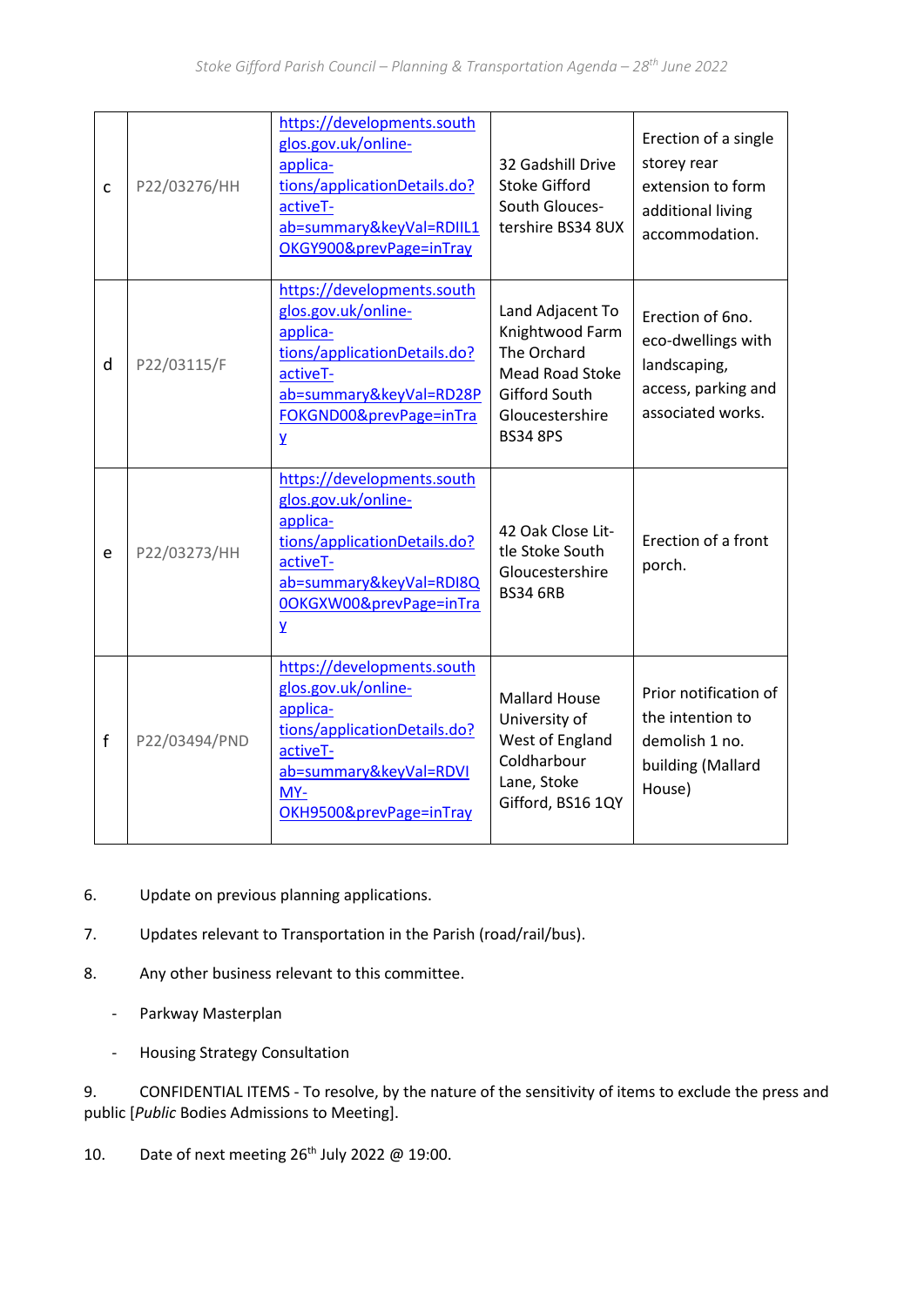| | | | | |
|---|---|---|---|---|
| c | P22/03276/HH | https://developments.southglos.gov.uk/online-applications/applicationDetails.do?activeTab=summary&keyVal=RDIIL1OKGY900&prevPage=inTray | 32 Gadshill Drive Stoke Gifford South Gloucestershire BS34 8UX | Erection of a single storey rear extension to form additional living accommodation. |
| d | P22/03115/F | https://developments.southglos.gov.uk/online-applications/applicationDetails.do?activeTab=summary&keyVal=RD28PFOKGND00&prevPage=inTray | Land Adjacent To Knightwood Farm The Orchard Mead Road Stoke Gifford South Gloucestershire BS34 8PS | Erection of 6no. eco-dwellings with landscaping, access, parking and associated works. |
| e | P22/03273/HH | https://developments.southglos.gov.uk/online-applications/applicationDetails.do?activeTab=summary&keyVal=RDI8Q0OKGXW00&prevPage=inTray | 42 Oak Close Little Stoke South Gloucestershire BS34 6RB | Erection of a front porch. |
| f | P22/03494/PND | https://developments.southglos.gov.uk/online-applications/applicationDetails.do?activeTab=summary&keyVal=RDVIMY-OKH9500&prevPage=inTray | Mallard House University of West of England Coldharbour Lane, Stoke Gifford, BS16 1QY | Prior notification of the intention to demolish 1 no. building (Mallard House) |

6. Update on previous planning applications.

7. Updates relevant to Transportation in the Parish (road/rail/bus).

8. Any other business relevant to this committee.

   - Parkway Masterplan
   - Housing Strategy Consultation

9. CONFIDENTIAL ITEMS - To resolve, by the nature of the sensitivity of items to exclude the press and public [*Public* Bodies Admissions to Meeting].

10. Date of next meeting 26th July 2022 @ 19:00.